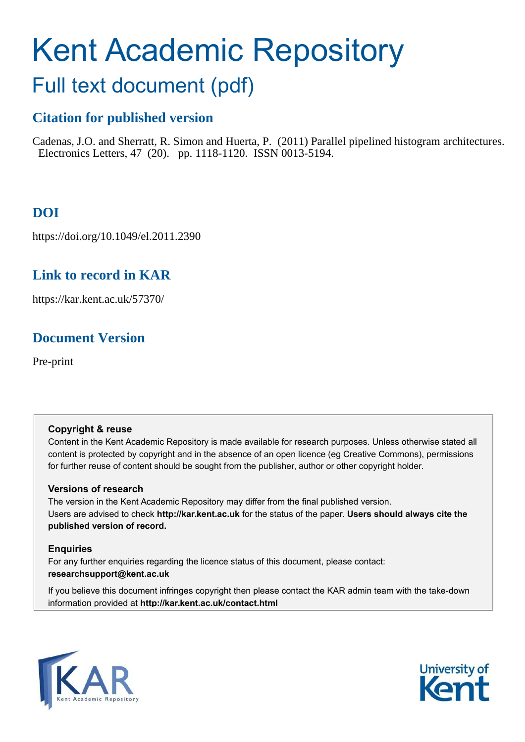# Kent Academic Repository

## Full text document (pdf)

### Citation for published version

Cadenas, J.O. and Sherratt, R. Simon and Huerta, P. (2011) Parallel pipelined histogram architectures. Electronics Letters, 47 (20). pp. 1118-1120. ISSN 0013-5194.

### DOI

https://doi.org/10.1049/el.2011.2390

### Link to record in KAR

https://kar.kent.ac.uk/57370/

### Document Version

Pre-print

**Copyright & reuse**

Content in the Kent Academic Repository is made available for research purposes. Unless otherwise stated all content is protected by copyright and in the absence of an open licence (eg Creative Commons), permissions for further reuse of content should be sought from the publisher, author or other copyright holder.

**Versions of research**

The version in the Kent Academic Repository may differ from the final published version. Users are advised to check **http://kar.kent.ac.uk** for the status of the paper. **Users should always cite the published version of record.**

**Enquiries**

For any further enquiries regarding the licence status of this document, please contact: **researchsupport@kent.ac.uk**

If you believe this document infringes copyright then please contact the KAR admin team with the take-down information provided at **http://kar.kent.ac.uk/contact.html**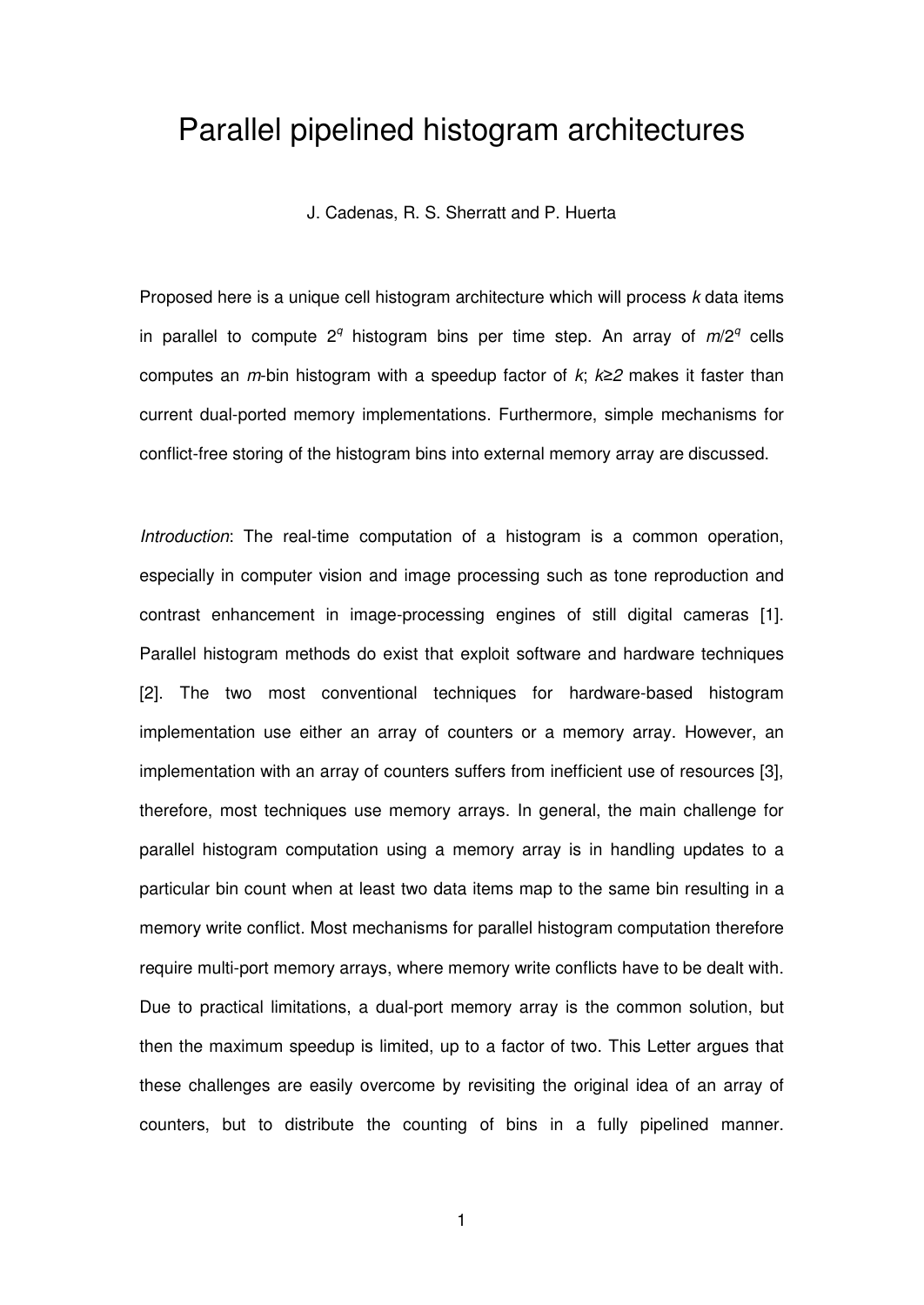# Parallel pipelined histogram architectures

J. Cadenas, R. S. Sherratt and P. Huerta

Proposed here is a unique cell histogram architecture which will process $k$ data items in parallel to compute $2^q$ histogram bins per time step. An array of $m/2^q$ cells computes an $m$-bin histogram with a speedup factor of $k$; $k \geq 2$ makes it faster than current dual-ported memory implementations. Furthermore, simple mechanisms for conflict-free storing of the histogram bins into external memory array are discussed.

*Introduction*: The real-time computation of a histogram is a common operation, especially in computer vision and image processing such as tone reproduction and contrast enhancement in image-processing engines of still digital cameras [1]. Parallel histogram methods do exist that exploit software and hardware techniques [2]. The two most conventional techniques for hardware-based histogram implementation use either an array of counters or a memory array. However, an implementation with an array of counters suffers from inefficient use of resources [3], therefore, most techniques use memory arrays. In general, the main challenge for parallel histogram computation using a memory array is in handling updates to a particular bin count when at least two data items map to the same bin resulting in a memory write conflict. Most mechanisms for parallel histogram computation therefore require multi-port memory arrays, where memory write conflicts have to be dealt with. Due to practical limitations, a dual-port memory array is the common solution, but then the maximum speedup is limited, up to a factor of two. This Letter argues that these challenges are easily overcome by revisiting the original idea of an array of counters, but to distribute the counting of bins in a fully pipelined manner.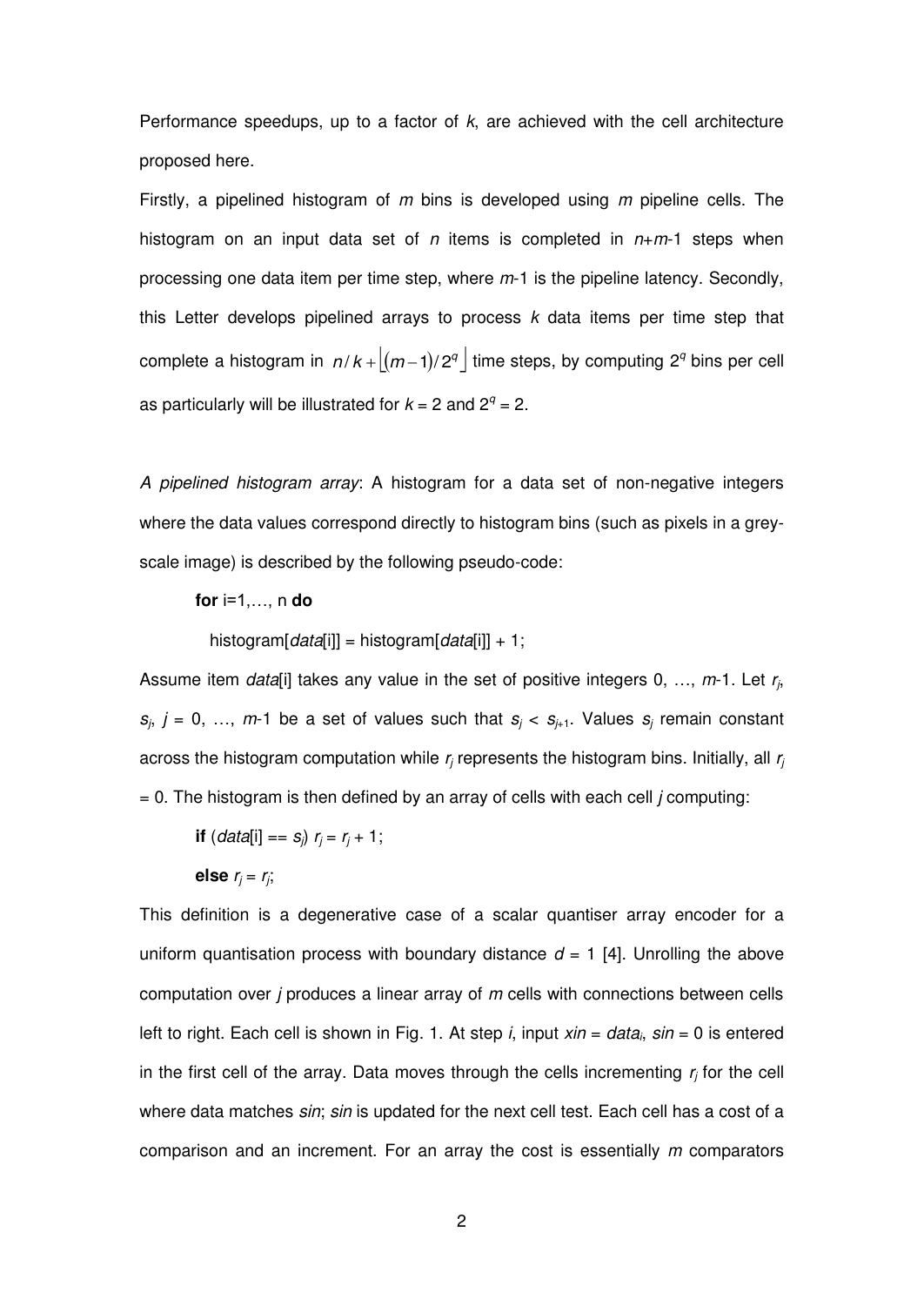Performance speedups, up to a factor of $k$, are achieved with the cell architecture proposed here.

Firstly, a pipelined histogram of $m$ bins is developed using $m$ pipeline cells. The histogram on an input data set of $n$ items is completed in $n$+$m$-1 steps when processing one data item per time step, where $m$-1 is the pipeline latency. Secondly, this Letter develops pipelined arrays to process $k$ data items per time step that complete a histogram in $n/k + \lfloor (m-1)/2^q \rfloor$ time steps, by computing $2^q$ bins per cell as particularly will be illustrated for $k = 2$ and $2^q = 2$.

*A pipelined histogram array*: A histogram for a data set of non-negative integers where the data values correspond directly to histogram bins (such as pixels in a grey-scale image) is described by the following pseudo-code:

**for** i=1,…, n **do**

  histogram[*data*[i]] = histogram[*data*[i]] + 1;

Assume item *data*[i] takes any value in the set of positive integers 0, …, $m$-1. Let $r_j$, $s_j$, $j$ = 0, …, $m$-1 be a set of values such that $s_j < s_{j+1}$. Values $s_j$ remain constant across the histogram computation while $r_j$ represents the histogram bins. Initially, all $r_j$ = 0. The histogram is then defined by an array of cells with each cell $j$ computing:

**if** (*data*[i] == $s_j$) $r_j = r_j + 1$;

**else** $r_j = r_j$;

This definition is a degenerative case of a scalar quantiser array encoder for a uniform quantisation process with boundary distance $d$ = 1 [4]. Unrolling the above computation over $j$ produces a linear array of $m$ cells with connections between cells left to right. Each cell is shown in Fig. 1. At step $i$, input $xin = data_i$, $sin$ = 0 is entered in the first cell of the array. Data moves through the cells incrementing $r_j$ for the cell where data matches $sin$; $sin$ is updated for the next cell test. Each cell has a cost of a comparison and an increment. For an array the cost is essentially $m$ comparators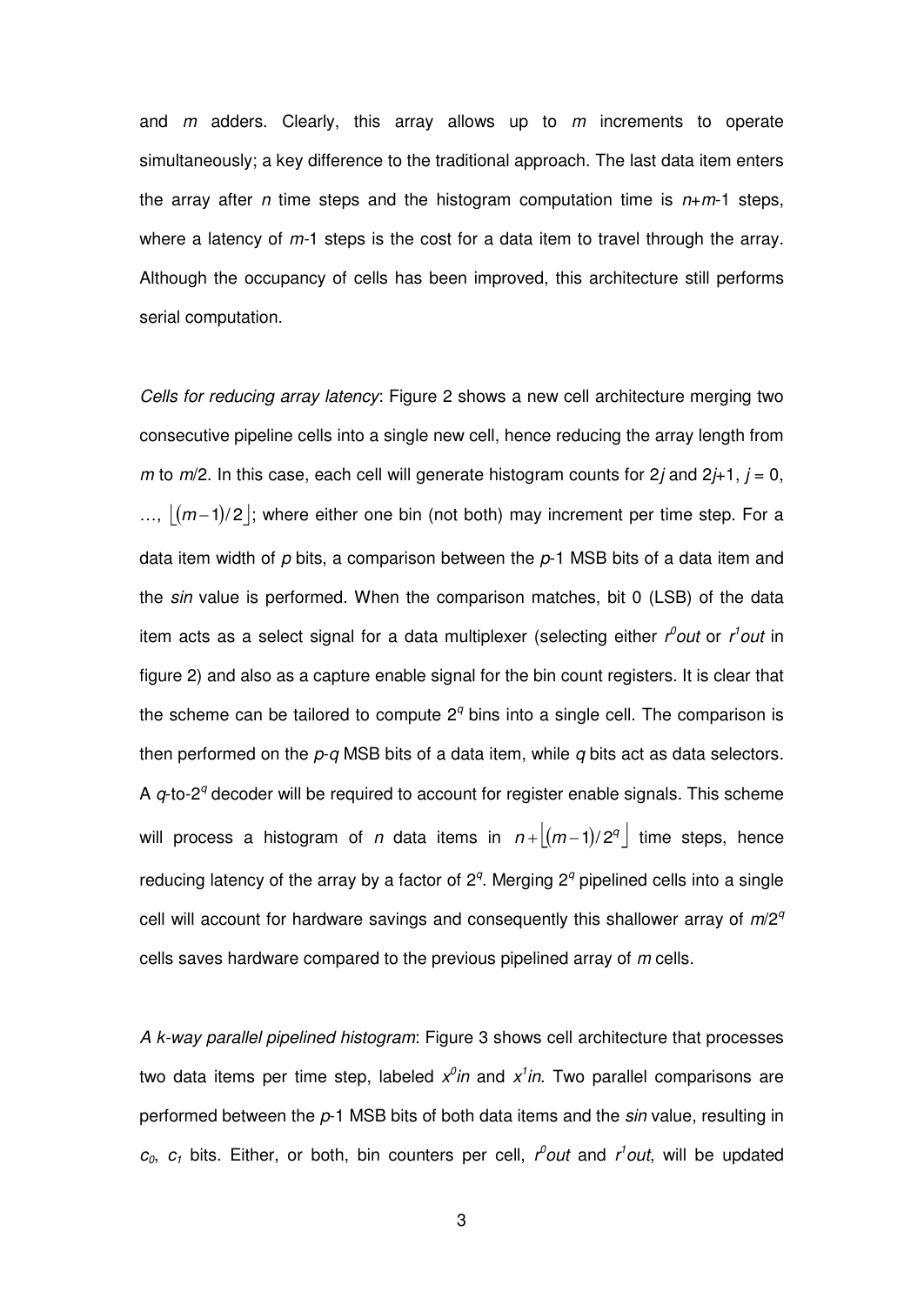and $m$ adders. Clearly, this array allows up to $m$ increments to operate simultaneously; a key difference to the traditional approach. The last data item enters the array after $n$ time steps and the histogram computation time is $n+m-1$ steps, where a latency of $m-1$ steps is the cost for a data item to travel through the array. Although the occupancy of cells has been improved, this architecture still performs serial computation.

*Cells for reducing array latency*: Figure 2 shows a new cell architecture merging two consecutive pipeline cells into a single new cell, hence reducing the array length from $m$ to $m/2$. In this case, each cell will generate histogram counts for $2j$ and $2j+1$, $j = 0, \ldots, \lfloor (m-1)/2 \rfloor$; where either one bin (not both) may increment per time step. For a data item width of $p$ bits, a comparison between the $p-1$ MSB bits of a data item and the *sin* value is performed. When the comparison matches, bit 0 (LSB) of the data item acts as a select signal for a data multiplexer (selecting either $r^0out$ or $r^1out$ in figure 2) and also as a capture enable signal for the bin count registers. It is clear that the scheme can be tailored to compute $2^q$ bins into a single cell. The comparison is then performed on the $p-q$ MSB bits of a data item, while $q$ bits act as data selectors. A $q$-to-$2^q$ decoder will be required to account for register enable signals. This scheme will process a histogram of $n$ data items in $n + \lfloor (m-1)/2^q \rfloor$ time steps, hence reducing latency of the array by a factor of $2^q$. Merging $2^q$ pipelined cells into a single cell will account for hardware savings and consequently this shallower array of $m/2^q$ cells saves hardware compared to the previous pipelined array of $m$ cells.

*A k-way parallel pipelined histogram*: Figure 3 shows cell architecture that processes two data items per time step, labeled $x^0in$ and $x^1in$. Two parallel comparisons are performed between the $p-1$ MSB bits of both data items and the *sin* value, resulting in $c_0$, $c_1$ bits. Either, or both, bin counters per cell, $r^0out$ and $r^1out$, will be updated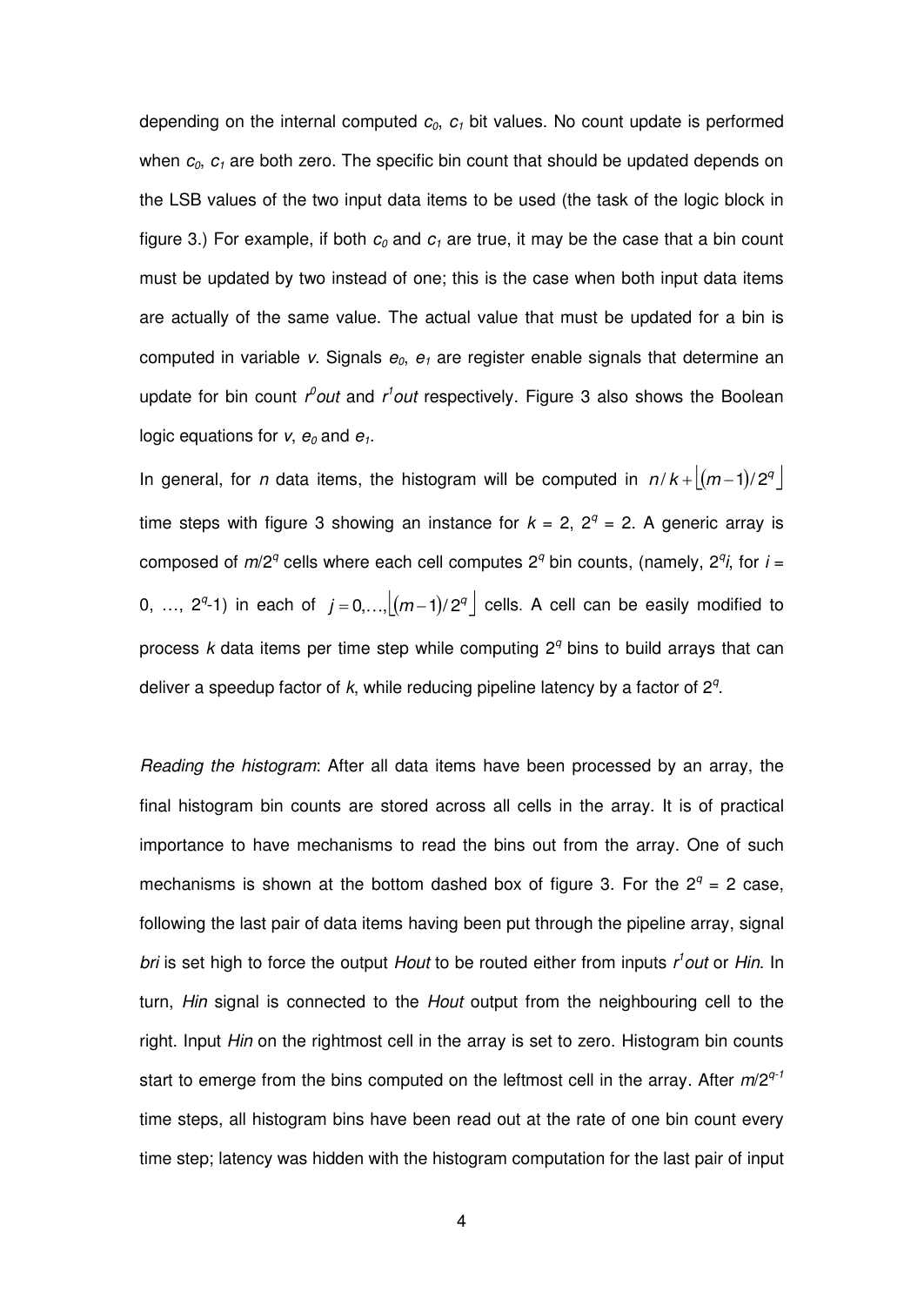depending on the internal computed $c_0$, $c_1$ bit values. No count update is performed when $c_0$, $c_1$ are both zero. The specific bin count that should be updated depends on the LSB values of the two input data items to be used (the task of the logic block in figure 3.) For example, if both $c_0$ and $c_1$ are true, it may be the case that a bin count must be updated by two instead of one; this is the case when both input data items are actually of the same value. The actual value that must be updated for a bin is computed in variable *v*. Signals $e_0$, $e_1$ are register enable signals that determine an update for bin count $r^0out$ and $r^1out$ respectively. Figure 3 also shows the Boolean logic equations for *v*, $e_0$ and $e_1$.

In general, for *n* data items, the histogram will be computed in $n/k + \lfloor (m-1)/2^q \rfloor$ time steps with figure 3 showing an instance for $k = 2$, $2^q = 2$. A generic array is composed of $m/2^q$ cells where each cell computes $2^q$ bin counts, (namely, $2^q i$, for $i = 0, \ldots, 2^q\text{-}1$) in each of $j = 0, \ldots, \lfloor (m-1)/2^q \rfloor$ cells. A cell can be easily modified to process *k* data items per time step while computing $2^q$ bins to build arrays that can deliver a speedup factor of *k*, while reducing pipeline latency by a factor of $2^q$.

*Reading the histogram*: After all data items have been processed by an array, the final histogram bin counts are stored across all cells in the array. It is of practical importance to have mechanisms to read the bins out from the array. One of such mechanisms is shown at the bottom dashed box of figure 3. For the $2^q = 2$ case, following the last pair of data items having been put through the pipeline array, signal *bri* is set high to force the output *Hout* to be routed either from inputs $r^1out$ or *Hin*. In turn, *Hin* signal is connected to the *Hout* output from the neighbouring cell to the right. Input *Hin* on the rightmost cell in the array is set to zero. Histogram bin counts start to emerge from the bins computed on the leftmost cell in the array. After $m/2^{q-1}$ time steps, all histogram bins have been read out at the rate of one bin count every time step; latency was hidden with the histogram computation for the last pair of input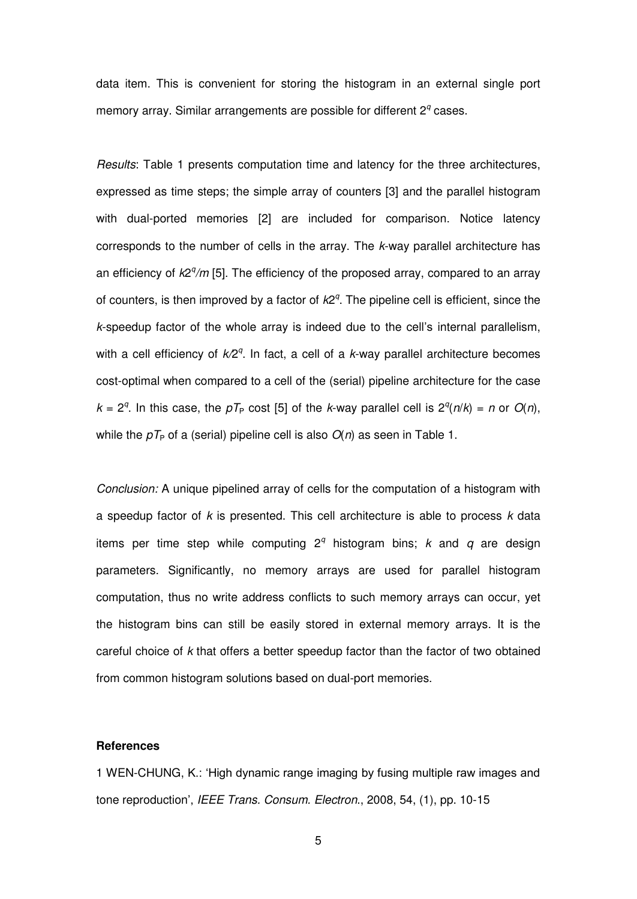data item. This is convenient for storing the histogram in an external single port memory array. Similar arrangements are possible for different $2^q$ cases.

*Results*: Table 1 presents computation time and latency for the three architectures, expressed as time steps; the simple array of counters [3] and the parallel histogram with dual-ported memories [2] are included for comparison. Notice latency corresponds to the number of cells in the array. The $k$-way parallel architecture has an efficiency of $k2^q/m$ [5]. The efficiency of the proposed array, compared to an array of counters, is then improved by a factor of $k2^q$. The pipeline cell is efficient, since the $k$-speedup factor of the whole array is indeed due to the cell's internal parallelism, with a cell efficiency of $k/2^q$. In fact, a cell of a $k$-way parallel architecture becomes cost-optimal when compared to a cell of the (serial) pipeline architecture for the case $k = 2^q$. In this case, the $pT_P$ cost [5] of the $k$-way parallel cell is $2^q(n/k) = n$ or $O(n)$, while the $pT_P$ of a (serial) pipeline cell is also $O(n)$ as seen in Table 1.

*Conclusion:* A unique pipelined array of cells for the computation of a histogram with a speedup factor of $k$ is presented. This cell architecture is able to process $k$ data items per time step while computing $2^q$ histogram bins; $k$ and $q$ are design parameters. Significantly, no memory arrays are used for parallel histogram computation, thus no write address conflicts to such memory arrays can occur, yet the histogram bins can still be easily stored in external memory arrays. It is the careful choice of $k$ that offers a better speedup factor than the factor of two obtained from common histogram solutions based on dual-port memories.

**References**

1 WEN-CHUNG, K.: 'High dynamic range imaging by fusing multiple raw images and tone reproduction', *IEEE Trans. Consum. Electron.*, 2008, 54, (1), pp. 10-15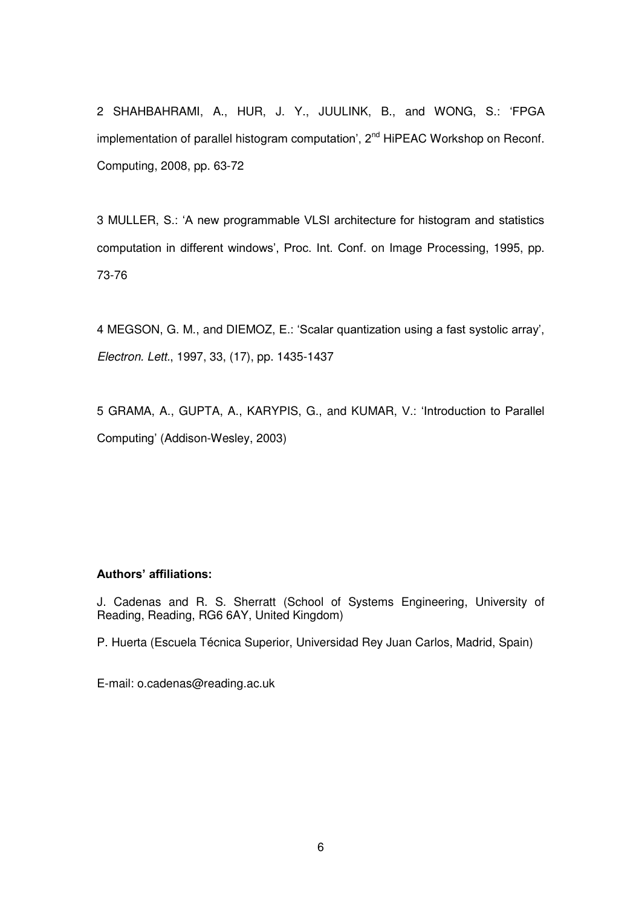2 SHAHBAHRAMI, A., HUR, J. Y., JUULINK, B., and WONG, S.: 'FPGA implementation of parallel histogram computation', 2nd HiPEAC Workshop on Reconf. Computing, 2008, pp. 63-72

3 MULLER, S.: 'A new programmable VLSI architecture for histogram and statistics computation in different windows', Proc. Int. Conf. on Image Processing, 1995, pp. 73-76

4 MEGSON, G. M., and DIEMOZ, E.: 'Scalar quantization using a fast systolic array', *Electron. Lett.*, 1997, 33, (17), pp. 1435-1437

5 GRAMA, A., GUPTA, A., KARYPIS, G., and KUMAR, V.: 'Introduction to Parallel Computing' (Addison-Wesley, 2003)

**Authors' affiliations:**

J. Cadenas and R. S. Sherratt (School of Systems Engineering, University of Reading, Reading, RG6 6AY, United Kingdom)

P. Huerta (Escuela Técnica Superior, Universidad Rey Juan Carlos, Madrid, Spain)

E-mail: o.cadenas@reading.ac.uk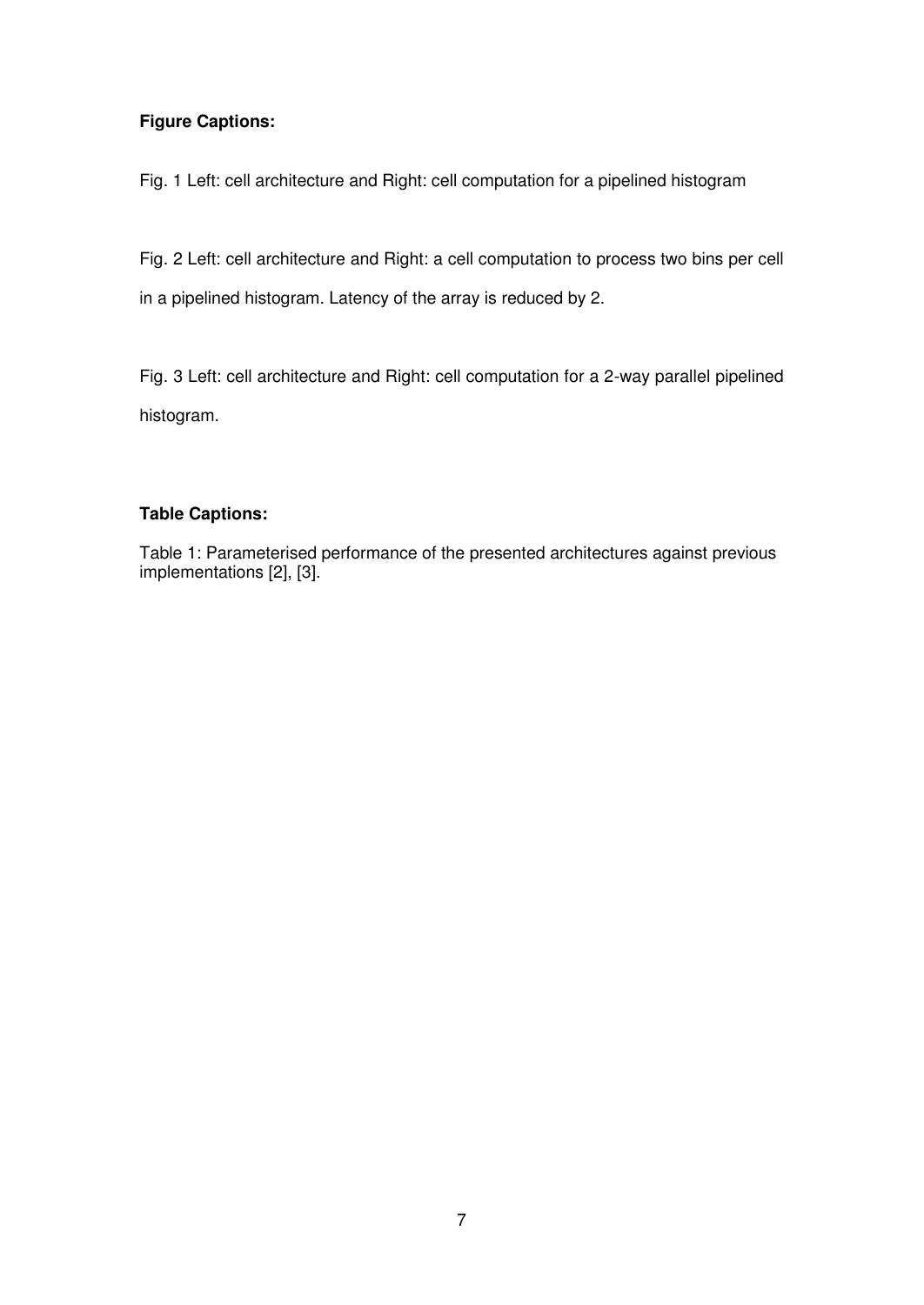**Figure Captions:**

Fig. 1 Left: cell architecture and Right: cell computation for a pipelined histogram

Fig. 2 Left: cell architecture and Right: a cell computation to process two bins per cell in a pipelined histogram. Latency of the array is reduced by 2.

Fig. 3 Left: cell architecture and Right: cell computation for a 2-way parallel pipelined histogram.

**Table Captions:**

Table 1: Parameterised performance of the presented architectures against previous implementations [2], [3].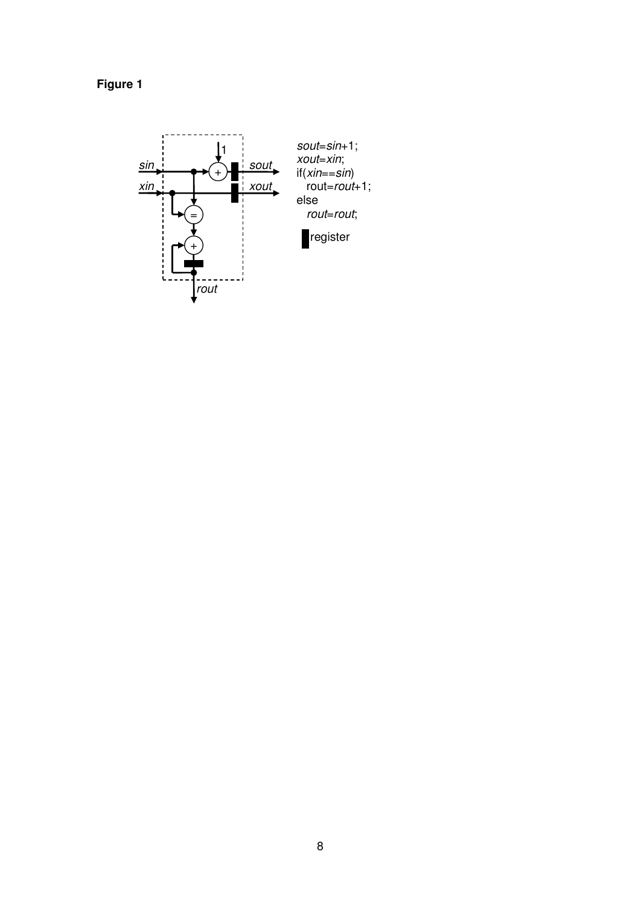**Figure 1**

```
sout=sin+1;
xout=xin;
if(xin==sin)
  rout=rout+1;
else
  rout=rout;
```

register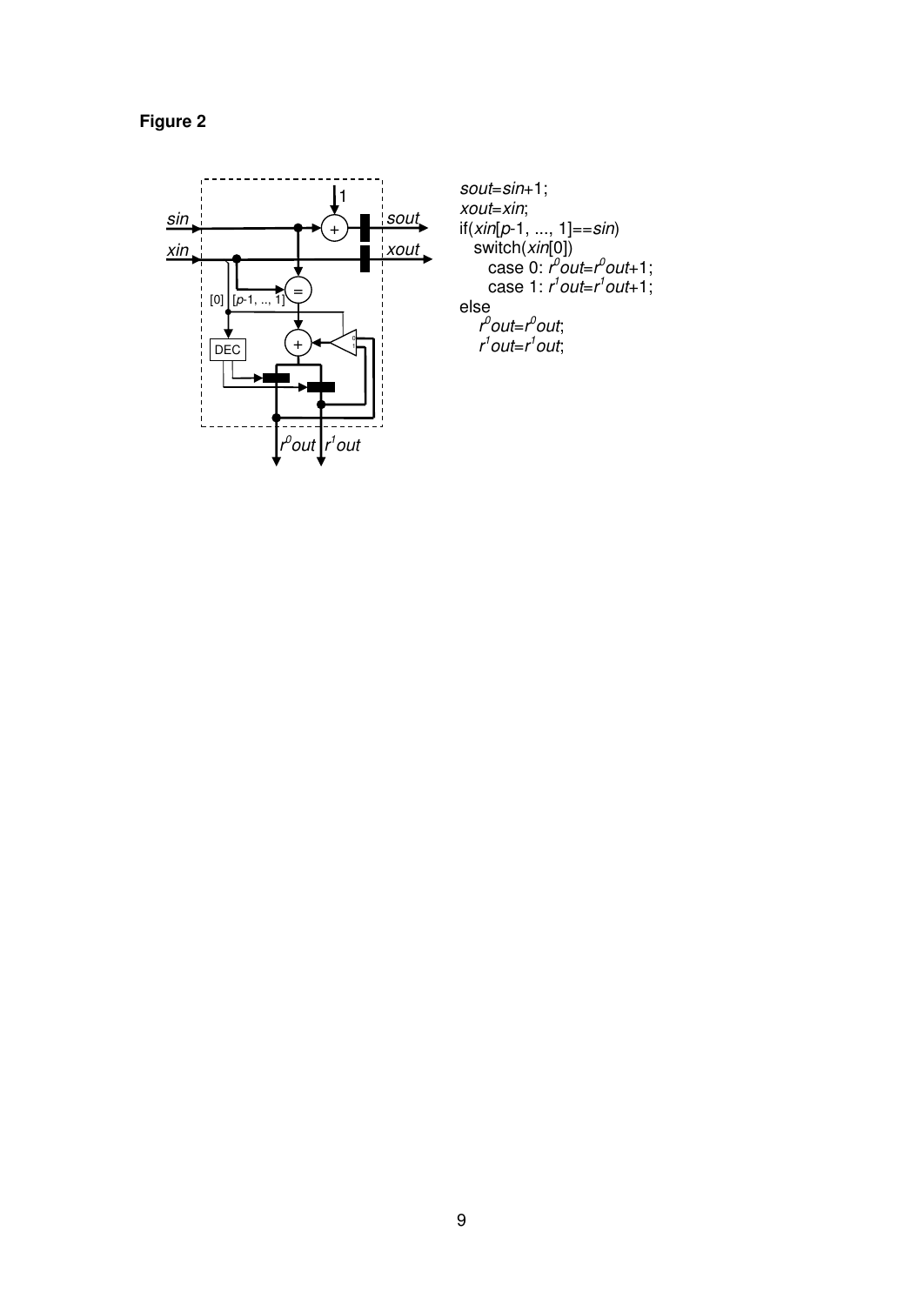**Figure 2**

```
sout=sin+1;
xout=xin;
if(xin[p-1, ..., 1]==sin)
  switch(xin[0])
    case 0: r0out=r0out+1;
    case 1: r1out=r1out+1;
else
  r0out=r0out;
  r1out=r1out;
```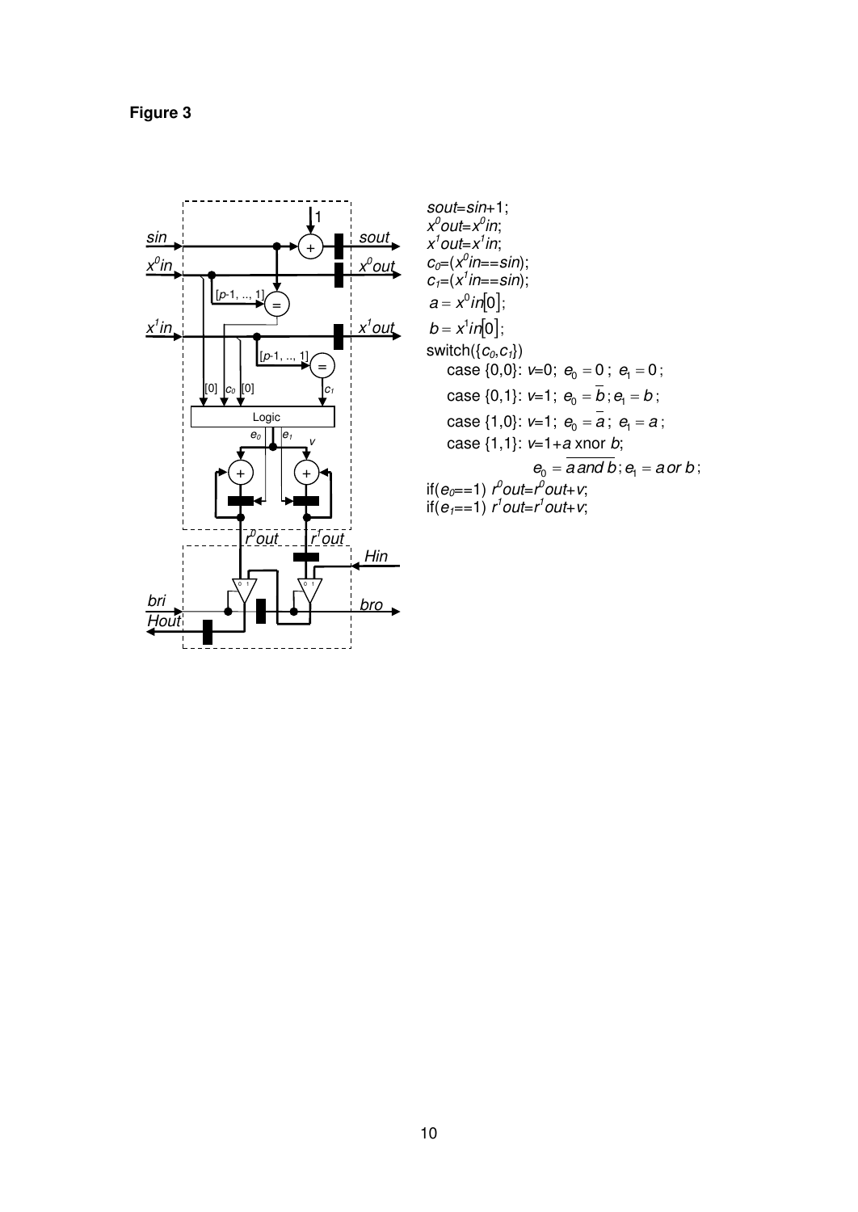**Figure 3**

$sout = sin + 1$;
$x^0out = x^0in$;
$x^1out = x^1in$;
$c_0 = (x^0in == sin)$;
$c_1 = (x^1in == sin)$;
$a = x^0in[0]$;
$b = x^1in[0]$;
switch($\{c_0, c_1\}$)
case {0,0}: $v=0$; $e_0 = 0$; $e_1 = 0$;
case {0,1}: $v=1$; $e_0 = \overline{b}$; $e_1 = b$;
case {1,0}: $v=1$; $e_0 = \overline{a}$; $e_1 = a$;
case {1,1}: $v = 1 + a$ xnor $b$;
$$e_0 = \overline{a \; and \; b}; e_1 = a \; or \; b;$$
if($e_0 == 1$) $r^0out = r^0out + v$;
if($e_1 == 1$) $r^1out = r^1out + v$;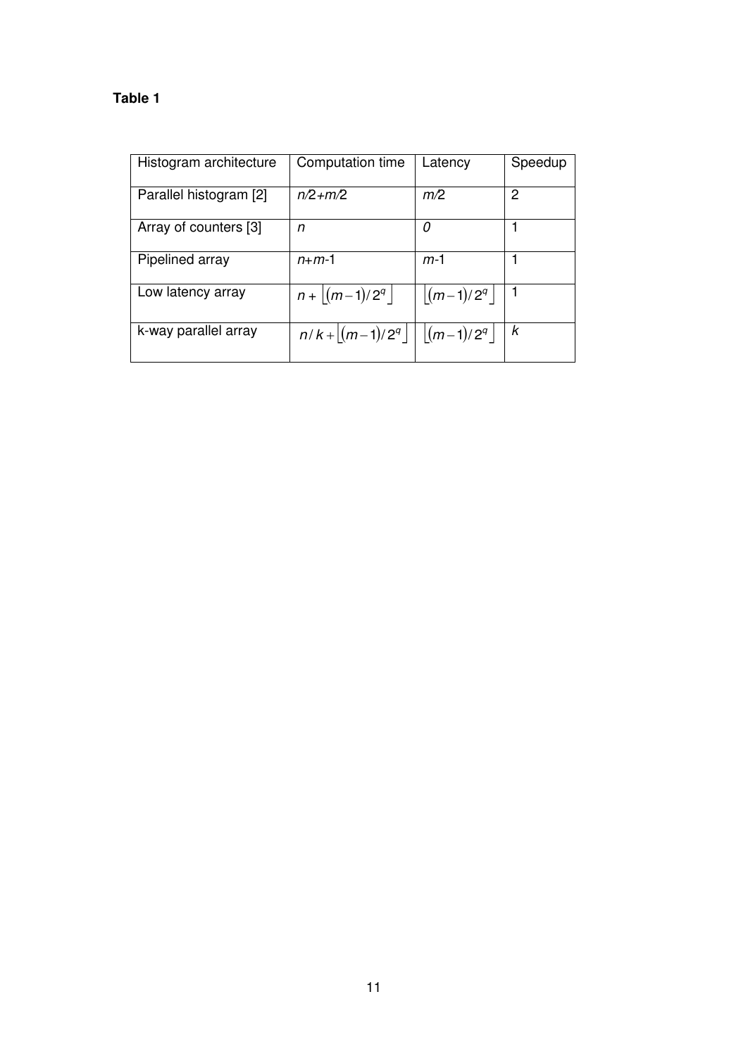**Table 1**

| Histogram architecture | Computation time | Latency | Speedup |
| --- | --- | --- | --- |
| Parallel histogram [2] | $n/2+m/2$ | $m/2$ | 2 |
| Array of counters [3] | $n$ | $0$ | 1 |
| Pipelined array | $n+m-1$ | $m-1$ | 1 |
| Low latency array | $n+\lfloor (m-1)/2^q \rfloor$ | $\lfloor (m-1)/2^q \rfloor$ | 1 |
| k-way parallel array | $n/k+\lfloor (m-1)/2^q \rfloor$ | $\lfloor (m-1)/2^q \rfloor$ | $k$ |